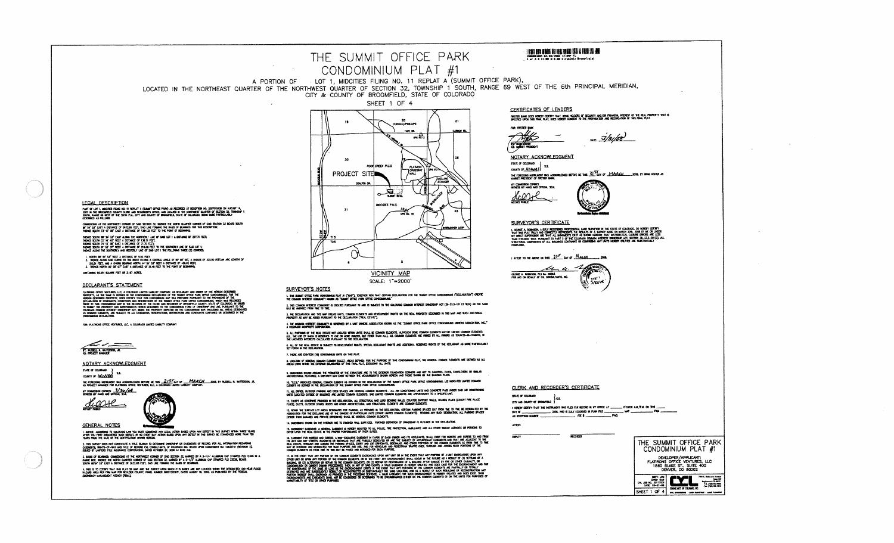# THE SUMMIT OFFICE PARK CONDOMINIUM PLAT #1

A PORTION OF LOT 1, MIDCITIES FILING NO. 11 REPLAT A (SUMMIT OFFICE PARK),
LOCATED IN THE NORTHEAST QUARTER OF THE NORTHWEST QUARTER OF SECTION 32, TOWNSHIP 1 SOUTH, RANGE 69 WEST OF THE 6th PRINCIPAL MERIDIAN,
CITY & COUNTY OF BROOMFIELD, STATE OF COLORADO

SHEET 1 OF 4

## LEGAL DESCRIPTION

PART OF LOT 1, MIDCITIES FILING NO. 11 REPLAT A (SUMMIT OFFICE PARK) AS RECORDED AT RECEPTION NO. 2007015438 ON AUGUST 14, 2007 IN THE BROOMFIELD COUNTY CLERK AND RECORDER'S OFFICE, AND LOCATED IN THE NORTHWEST QUARTER OF SECTION 32, TOWNSHIP 1 SOUTH, RANGE 69 WEST OF THE SIXTH P.M., CITY AND COUNTY OF BROOMFIELD, STATE OF COLORADO, BEING MORE PARTICULARLY DESCRIBED AS FOLLOWS:

COMMENCING AT THE NORTHWEST CORNER OF SAID SECTION 32, WHENCE THE NORTH QUARTER CORNER OF SAID SECTION 32 BEARS SOUTH 89°54'10" EAST A DISTANCE OF 2632.99 FEET, SAID LINE FORMING THE BASIS OF BEARINGS FOR THIS DESCRIPTION; THENCE SOUTH 72°47'00" EAST A DISTANCE OF 1284.22 FEET TO THE POINT OF BEGINNING;

THENCE SOUTH 89°54'53" EAST ALONG THE NORTHERLY LINE OF SAID LOT 1 A DISTANCE OF 277.71 FEET;
THENCE SOUTH 02°16'40" WEST A DISTANCE OF 136.71 FEET;
THENCE SOUTH 74°13'26" EAST A DISTANCE OF 71.70 FEET;
THENCE SOUTH 01°53'17" WEST A DISTANCE OF 216.56 FEET TO THE SOUTHERLY LINE OF SAID LOT 1;
THENCE ALONG THE SOUTHERLY AND WESTERLY LINE OF SAID LOT 1 THE FOLLOWING THREE (3) COURSES:

1. NORTH 89°54'53" WEST A DISTANCE OF 9.53 FEET;
2. THENCE ALONG SAID CURVE TO THE RIGHT HAVING A CENTRAL ANGLE OF 89°00'00", A RADIUS OF 325.00 FEET, AN ARC LENGTH OF 515.74 FEET, AND A CHORD BEARING NORTH 44°54'53" WEST A DISTANCE OF 458.62 FEET;
3. THENCE NORTH 00°05'07" EAST A DISTANCE OF 31.46 FEET TO THE POINT OF BEGINNING;

CONTAINING 95,291 SQUARE FEET OR 2.187 ACRES.

## DECLARANT'S STATEMENT

FLATIRONS OFFICE VENTURES, LLC, A COLORADO LIMITED LIABILITY COMPANY, AS DECLARANT AND OWNER OF THE HEREIN DESCRIBED PROPERTY, AS THE SAME IS DEFINED IN THE CONDOMINIUM DECLARATION OF THE SUMMIT OFFICE PARK OFFICE CONDOMINIUMS, FOR THE HEREIN DESCRIBED PROPERTY, DOES CERTIFY THAT THIS CONDOMINIUM MAP WAS PREPARED PURSUANT TO THE PROVISIONS OF THE DECLARATION OF COVENANTS, CONDITIONS AND RESTRICTIONS OF THE SUMMIT OFFICE PARK OFFICE CONDOMINIUMS, WHICH WAS RECORDED PRIOR TO THIS CONDOMINIUM MAP IN THE RECORDS OF THE CLERK AND RECORDER OF BROOMFIELD COUNTY, STATE OF COLORADO, IN ORDER TO SUBMIT THE PROPERTY AND IMPROVEMENTS HEREON DESCRIBED TO THE CONDOMINIUM FORM OF OWNERSHIP AND USE, PURSUANT TO THE COLORADO COMMON INTEREST OWNERSHIP ACT, BEING THE PROPERTY DEPICTED ON THE CONDOMINIUM MAP, INCLUDING ALL AREAS DESIGNATED AS COMMON ELEMENTS, ARE SUBJECT TO ALL EASEMENTS, RESERVATIONS, RESTRICTIONS AND COVENANTS CONTAINED OR DESCRIBED IN THE CONDOMINIUM DECLARATION.

FOR: FLATIRONS OFFICE VENTURES, LLC, A COLORADO LIMITED LIABILITY COMPANY

BY: RUSSELL N. WATTERSON, JR.
AS: PROJECT MANAGER

## NOTARY ACKNOWLEDGMENT

STATE OF COLORADO } S.S.
COUNTY OF DENVER

THE FOREGOING INSTRUMENT WAS ACKNOWLEDGED BEFORE ME THIS 21ST DAY OF MARCH 2008, BY RUSSELL N. WATTERSON, JR. AS PROJECT MANAGER FOR FLATIRONS OFFICE VENTURES, LLC, A COLORADO LIMITED LIABILITY COMPANY.

MY COMMISSION EXPIRES 9/30/08
WITNESS MY HAND AND OFFICIAL SEAL

NOTARY PUBLIC

## GENERAL NOTES

1. NOTICE: ACCORDING TO COLORADO LAW YOU MUST COMMENCE ANY LEGAL ACTION BASED UPON ANY DEFECT IN THIS SURVEY WITHIN THREE YEARS AFTER YOU FIRST DISCOVERED SUCH DEFECT. IN NO EVENT MAY ANY ACTION BASED UPON ANY DEFECT IN THIS SURVEY BE COMMENCED MORE THAN TEN YEARS FROM THE DATE OF THE CERTIFICATION SHOWN HEREON.

2. THIS SURVEY DOES NOT CONSTITUTE A TITLE SEARCH TO DETERMINE OWNERSHIP OR EASEMENTS OF RECORD. FOR ALL INFORMATION REGARDING EASEMENTS, RIGHTS-OF-WAY AND TITLE OF RECORD, CVL CONSULTANTS, OF COLORADO INC. RELIED UPON COMMITMENT NO. 13823721 (REVISION 3), ISSUED BY LAWYERS TITLE INSURANCE CORPORATION, DATED OCTOBER 31, 2008 AT 8:00 A.M.

3. BASIS OF BEARINGS: COMMENCING AT THE NORTHWEST CORNER OF SAID SECTION 32, MARKED BY A 3-1/4" ALUMINUM CAP STAMPED PLS 13405 IN A RANGE BOX, WHENCE THE NORTH QUARTER CORNER OF SAID SECTION 32, MARKED BY A 3-1/2" ALUMINUM CAP STAMPED PLS 23539, BEARS SOUTH 89°54'10" EAST A DISTANCE OF 2632.99 FEET, SAID LINE FORMING THE BASIS OF BEARINGS.

4. THIS IS TO CERTIFY THAT THIS PLAT OR MAP AND THE SURVEY UPON WHICH IT IS BASED ARE NOT LOCATED WITHIN THE DESIGNATED 100-YEAR FLOOD HAZARD AREA PER FIRM MAP FOR BOULDER COUNTY, PANEL NUMBER 08013C0607J, DATED AUGUST 18, 2004, AS PUBLISHED BY THE FEDERAL EMERGENCY MANAGEMENT AGENCY (FEMA).

## VICINITY MAP

SCALE: 1"=2000'

## SURVEYOR'S NOTES

1. THE SUMMIT OFFICE PARK CONDOMINIUM PLAT #1 ("MAP"), TOGETHER WITH THAT CERTAIN DECLARATION FOR THE SUMMIT OFFICE CONDOMINIUMS ("DECLARATION") CREATE THE COMMON INTEREST COMMUNITY KNOWN AS "SUMMIT OFFICE PARK OFFICE CONDOMINIUMS".

2. THIS COMMON INTEREST COMMUNITY IS CREATED PURSUANT TO AND IS SUBJECT TO THE COLORADO COMMON INTEREST OWNERSHIP ACT (38-33.3-101 ET SEQ.) AS THE SAME MAY BE AMENDED FROM TIME TO TIME.

3. THE DECLARATION AND THIS MAP CREATE UNITS, COMMON ELEMENTS AND DEVELOPMENT RIGHTS ON THE REAL PROPERTY DESCRIBED IN THIS MAP AND SUCH ADDITIONAL PROPERTY AS MAY BE ADDED PURSUANT TO THE DECLARATION ("REAL ESTATE").

4. THE COMMON INTEREST COMMUNITY IS GOVERNED BY A UNIT OWNERS ASSOCIATION KNOWN AS THE "SUMMIT OFFICE PARK OFFICE CONDOMINIUMS OWNERS ASSOCIATION, INC.", A COLORADO NONPROFIT CORPORATION.

5. ALL PORTIONS OF THE REAL ESTATE NOT LOCATED WITHIN UNITS SHALL BE COMMON ELEMENTS, ALTHOUGH SOME COMMON ELEMENTS MAY BE LIMITED COMMON ELEMENTS (I.E., THE USE OF WHICH IS RESERVED TO ONE OR MORE OWNERS, BUT FEWER THAN ALL). ALL COMMON ELEMENTS ARE OWNED BY ALL OWNERS AS TENANTS-IN-COMMON, IN THE UNDIVIDED INTERESTS CALCULATED PURSUANT TO THE DECLARATION.

6. ALL OF THE REAL ESTATE IS SUBJECT TO DEVELOPMENT RIGHTS, SPECIAL DECLARANT RIGHTS AND ADDITIONAL RESERVED RIGHTS OF THE DECLARANT AS MORE PARTICULARLY SET FORTH IN THE DECLARATION.

7. THERE ARE EIGHTEEN (18) CONDOMINIUM UNITS ON THIS PLAT.

8. LOCATION OF GENERAL COMMON ELEMENT (G.C.E.) AREAS DEFINED: FOR THE PURPOSE OF THIS CONDOMINIUM PLAT, THE GENERAL COMMON ELEMENTS ARE DEFINED AS ALL AREAS LYING WITHIN THE EXTERIOR BOUNDARIES OF THIS FINAL PLAT, EXCLUDING ALL UNITS.

9. DIMENSIONS SHOWN AROUND THE PERIMETER OF THE STRUCTURE ARE TO THE EXTERIOR FOUNDATION CORNERS AND NOT TO CANOPIES, EAVES, OVERHANGS OR SIMILAR ARCHITECTURAL FEATURES. A DISPARITY MAY EXIST BETWEEN THE MEASUREMENTS SHOWN HEREON AND THOSE SHOWN ON THE BUILDING PLANS.

10. "L.C.E." INDICATES GENERAL COMMON ELEMENT AS DEFINED IN THE DECLARATION OF THE SUMMIT OFFICE PARK OFFICE CONDOMINIUMS. LCE INDICATES LIMITED COMMON ELEMENT AS DEFINED IN THE DECLARATION OF THE SUMMIT OFFICE PARK OFFICE CONDOMINIUMS.

11. ALL DRIVES, OUTDOOR PARKING AND OPEN SPACES ARE GENERAL COMMON ELEMENTS. ALL AIR CONDITIONING UNITS AND CONCRETE PADS UNDER SAID AIR CONDITIONING UNITS (LOCATED OUTSIDE OF BUILDINGS) ARE LIMITED COMMON ELEMENTS. SAID LIMITED COMMON ELEMENTS ARE APPURTENANT TO A SPECIFIC UNIT.

12. EXCEPT AS OTHERWISE PROVIDED IN THE DECLARATION, ALL STRUCTURAL AND LOAD BEARING WALLS, COUNTER SUPPORT WALLS, SHARED FLUES (EXCEPT FIRE PLACE FLUES), DUCTS, OUTDOOR STAIRS, ROOFS AND OTHER ARCHITECTURAL AND STRUCTURAL ELEMENTS ARE COMMON ELEMENTS.

13. WITHIN THE SURFACE LOT AREAS DESIGNATED FOR PARKING AS PROVIDED IN THE DECLARATION, CERTAIN PARKING SPACES MAY FROM TIME TO TIME BE DESIGNATED BY THE ASSOCIATION FOR THE EXCLUSIVE USE OF THE OWNERS OF PARTICULAR UNITS (OTHER LIMITED COMMON ELEMENTS). PENDING ANY SUCH DESIGNATION, ALL PARKING SPACES (OTHER THAN GARAGES AND PRIVATE DRIVEWAYS) SHALL BE GENERAL COMMON ELEMENTS.

14. DIMENSIONS SHOWN ON THE INTERIOR ARE TO FINISHED WALL SURFACES. FURTHER DEFINITION OF OWNERSHIP IS OUTLINED IN THE DECLARATION.

15. EMERGENCY EASEMENTS: A GENERAL EASEMENT IS HEREBY GRANTED TO ALL POLICE, FIRE PROTECTION, AMBULANCE AND ALL OTHER SIMILAR AGENCIES OR PERSONS TO ENTER UPON THE REAL ESTATE IN THE PROPER PERFORMANCE OF THEIR DUTIES.

16. EASEMENT FOR INGRESS AND EGRESS: A NON-EXCLUSIVE EASEMENT IN FAVOR OF EACH OWNER AND ITS OCCUPANTS, SHALL EXIST FOR INGRESS AND EGRESS TO AND FROM ITS UNIT AND ANY STREETS, ROADWAYS OR SIDEWALKS THAT ARE PUBLICLY DEDICATED OR ARE THE SUBJECT OF APPURTENANT EASEMENTS AND THAT ARE ADJACENT TO THE REAL ESTATE, THROUGH AND ACROSS THE PARKING SPACES, ENTRY AND EXIT DRIVEWAYS, SIDEWALKS, AND OTHER PORTIONS OF THE COMMON ELEMENTS AS FROM TIME TO TIME MAY BE INTENDED AND DESIGNATED FOR SUCH PURPOSE AND USE, AND FOR VEHICULAR AND PEDESTRIAN TRAFFIC OVER, THROUGH AND ACROSS SUCH PORTIONS OF THE COMMON ELEMENTS AS FROM TIME TO TIME MAY BE PAVED AND INTENDED FOR SUCH PURPOSE.

17. IN THE EVENT THAT ANY PORTION OF THE COMMON ELEMENTS ENCROACHES UPON ANY UNIT OR IN THE EVENT THAT ANY PORTION OF A UNIT ENCROACHES UPON ANY OTHER UNIT OR UPON ANY PORTION OF THE COMMON ELEMENTS, OR IN THE EVENT ANY ENCROACHMENT SHALL OCCUR IN THE FUTURE AS A RESULT OF (1) SETTLING OF A BUILDING, OR (2) ALTERATION OR REPAIR TO THE COMMON ELEMENTS, OR (3) REPAIR OR RESTORATION OF A BUILDING AFTER DAMAGE BY FIRE OR OTHER CASUALTY, OR CONDEMNATION OR EMINENT DOMAIN PROCEEDINGS, THEN, IN ANY OF SAID EVENTS, A VALID EASEMENT IS HEREBY CREATED AND DOES EXIST FOR THE ENCROACHMENT AND FOR THE MAINTENANCE OF THE SAME SO LONG AS THE ENCROACHMENT EXISTS. IN THE EVENT THAT ANY PORTION OF A BUILDING IS PARTIALLY OR TOTALLY DESTROYED AND NOT SUBSEQUENTLY REBUILT OR RECONSTRUCTED IN SUBSTANTIALLY THE SAME LOCATION, AND AS A RESULT OF SUCH REBUILDING OR RECONSTRUCTION ANY PORTION THEREOF SHALL ENCROACH AS PROVIDED IN THE PRECEDING SENTENCE, A VALID EASEMENT FOR SUCH ENCROACHMENT IS HEREBY CREATED AND SHALL EXIST. SUCH ENCROACHMENTS AND EASEMENTS SHALL NOT BE CONSIDERED OR DETERMINED TO BE ENCUMBRANCES EITHER ON THE COMMON ELEMENTS OR ON THE UNITS FOR PURPOSES OF MARKETABILITY OF TITLE OR OTHER PURPOSES.

## CERTIFICATES OF LENDERS

FRONTIER BANK DOES HEREBY CERTIFY THAT, BEING HOLDERS OF SECURITY AND/OR FINANCIAL INTEREST OF THE REAL PROPERTY THAT IS SPECIFIED UPON THIS FINAL PLAT, DOES HEREBY CONSENT TO THE PREPARATION AND RECORDATION OF THIS FINAL PLAT.

FOR: FIRSTIER BANK

BY: BRAD HUSTER
AS: MARKET PRESIDENT

DATE: 3/31/08

## NOTARY ACKNOWLEDGMENT

STATE OF COLORADO } S.S.
COUNTY OF ADAMS

THE FOREGOING INSTRUMENT WAS ACKNOWLEDGED BEFORE ME THIS 31ST DAY OF MARCH 2008, BY BRAD HUSTER AS MARKET PRESIDENT OF FIRSTIER BANK.

MY COMMISSION EXPIRES:
WITNESS MY HAND AND OFFICIAL SEAL.

NOTARY PUBLIC

## SURVEYOR'S CERTIFICATE

I, GEORGE A. ROBINSON, A DULY REGISTERED PROFESSIONAL LAND SURVEYOR IN THE STATE OF COLORADO, DO HEREBY CERTIFY THAT THIS PLAT TRULY AND CORRECTLY REPRESENTS THE RESULTS OF A SURVEY MADE ON MARCH 20th, 2008 BY ME OR UNDER MY DIRECT SUPERVISION AND THAT ALL MONUMENTS EXIST AS SHOWN HEREON; THAT MATHEMATICAL CLOSURE ERRORS ARE LESS THAN 1:50,000; THAT, PURSUANT TO PART 1 OF THE COLORADO COMMON INTEREST OWNERSHIP ACT, SECTION 38-33.3-209(2), ALL STRUCTURAL COMPONENTS OF ALL BUILDINGS CONTAINING OR COMPRISING ANY UNITS HEREBY CREATED ARE SUBSTANTIALLY COMPLETED.

I ATTEST TO THE ABOVE ON THIS 21ST DAY OF MARCH 2008.

GEORGE A. ROBINSON, PLS No. 20063
FOR AND ON BEHALF OF CVL CONSULTANTS, INC.

## CLERK AND RECORDER'S CERTIFICATE

STATE OF COLORADO } S.S.
CITY AND COUNTY OF BROOMFIELD

I HEREBY CERTIFY THAT THIS INSTRUMENT WAS FILED FOR RECORD IN MY OFFICE AT ______ O'CLOCK A.M./P.M. ON THIS ______ DAY OF ______ 2008, AND IS DULY RECORDED IN PLAN FILE ______ MAP ______ FILM ______ AS RECEPTION NUMBER ______ FEE $ ______ PAID.

ATTEST:

DEPUTY ______ RECORDER ______

THE SUMMIT OFFICE PARK CONDOMINIUM PLAT #1

DEVELOPER/APPLICANT:
FLATIRONS OFFICE VENTURES, LLC
1880 BLAKE ST., SUITE 400
DENVER, CO 80202

SHEET 1 OF 4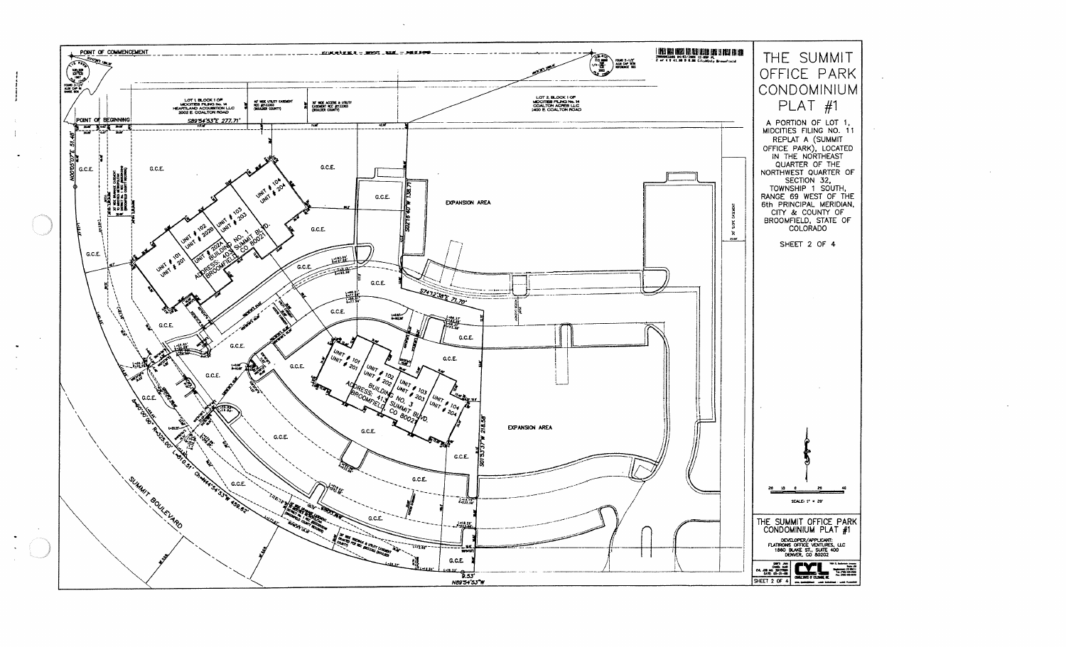# THE SUMMIT OFFICE PARK CONDOMINIUM PLAT #1

A PORTION OF LOT 1, MIDCITIES FILING NO. 11 REPLAT A (SUMMIT OFFICE PARK), LOCATED IN THE NORTHEAST QUARTER OF THE NORTHWEST QUARTER OF SECTION 32, TOWNSHIP 1 SOUTH, RANGE 69 WEST OF THE 6th PRINCIPAL MERIDIAN, CITY & COUNTY OF BROOMFIELD, STATE OF COLORADO

SHEET 2 OF 4

POINT OF COMMENCEMENT

POINT OF BEGINNING

S89°54'53"E 277.71'

N00°03'07"E 51.48'

LOT 1 BLOCK 1 OF MIDCITIES FILING No. 14 HEARTLAND ACQUISITION LLC 2002 E. COALTON ROAD

LOT 2, BLOCK 1 OF MIDCITIES FILING No. 14 COALTON ACRES LLC 1400 E. COALTON ROAD

UNIT # 101 / UNIT # 201
UNIT # 102 / UNIT # 202A / UNIT # 202B
UNIT # 103 / UNIT # 203
UNIT # 104 / UNIT # 204
BUILDING NO. 1
ADDRESS: 403 SUMMIT BLVD. BROOMFIELD, CO 80021

UNIT # 101 / UNIT # 201
UNIT # 102 / UNIT # 202
UNIT # 103 / UNIT # 203
UNIT # 104 / UNIT # 204
BUILDING NO. 3
ADDRESS: 413 SUMMIT BLVD. BROOMFIELD, CO 80021

G.C.E.

EXPANSION AREA

EXPANSION AREA

S02°16'40"W 138.71'

S74°12'38"E 71.70'

S01°53'37"W 218.58'

N89°54'53"W

Δ=90°00'00" R=325.00' L=510.51' CH=N44°54'53"W 459.62'

SUMMIT BOULEVARD

SCALE: 1" = 20'

THE SUMMIT OFFICE PARK CONDOMINIUM PLAT #1

DEVELOPER/APPLICANT:
FLATIRONS OFFICE VENTURES, LLC
1860 BLAKE ST., SUITE 400
DENVER, CO 80202

CVL CONSULTANTS OF COLORADO, INC.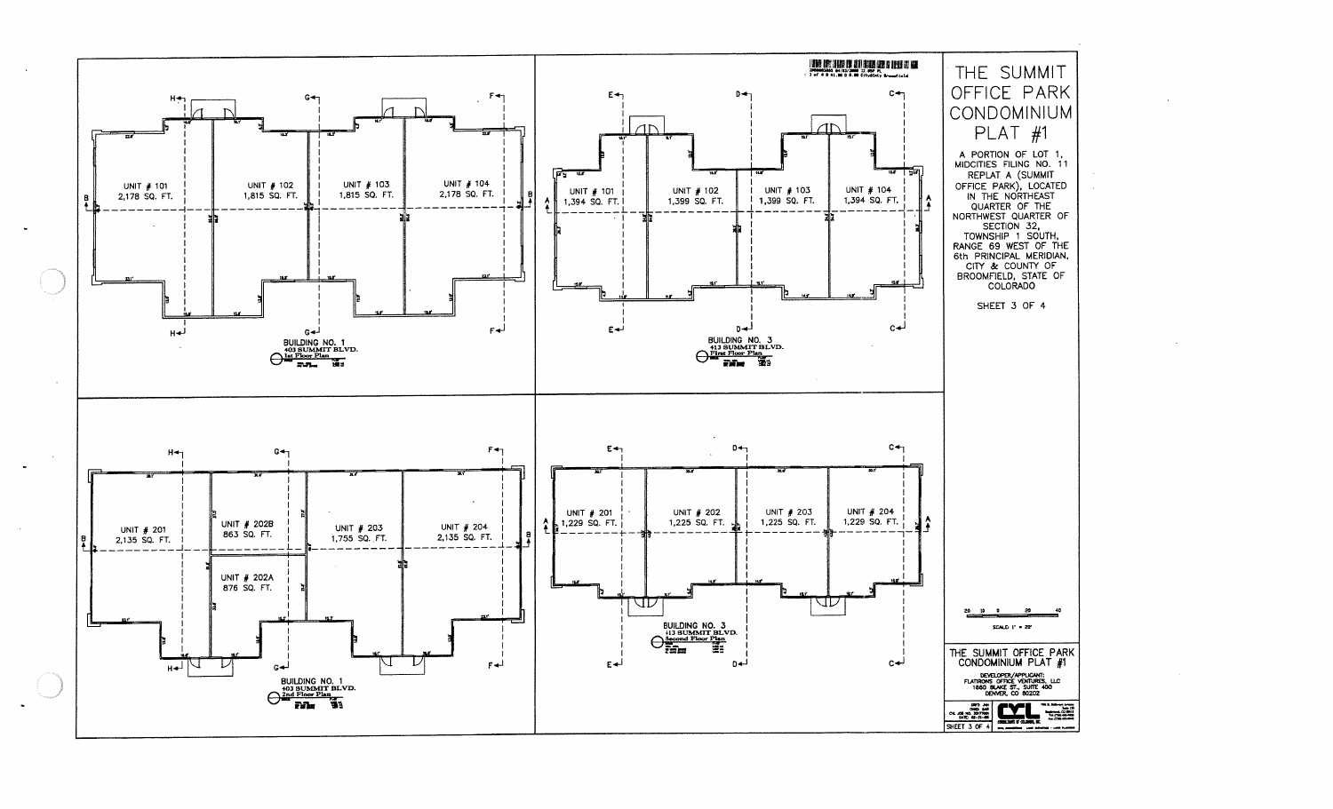# THE SUMMIT OFFICE PARK CONDOMINIUM PLAT #1

A PORTION OF LOT 1, MIDCITIES FILING NO. 11 REPLAT A (SUMMIT OFFICE PARK), LOCATED IN THE NORTHEAST QUARTER OF THE NORTHWEST QUARTER OF SECTION 32, TOWNSHIP 1 SOUTH, RANGE 69 WEST OF THE 6th PRINCIPAL MERIDIAN, CITY & COUNTY OF BROOMFIELD, STATE OF COLORADO

SHEET 3 OF 4

## BUILDING NO. 1 — 403 SUMMIT BLVD. — 1st Floor Plan

| Unit | Area |
|---|---|
| UNIT # 101 | 2,178 SQ. FT. |
| UNIT # 102 | 1,815 SQ. FT. |
| UNIT # 103 | 1,815 SQ. FT. |
| UNIT # 104 | 2,178 SQ. FT. |

## BUILDING NO. 3 — 413 SUMMIT BLVD. — First Floor Plan

| Unit | Area |
|---|---|
| UNIT # 101 | 1,394 SQ. FT. |
| UNIT # 102 | 1,399 SQ. FT. |
| UNIT # 103 | 1,399 SQ. FT. |
| UNIT # 104 | 1,394 SQ. FT. |

## BUILDING NO. 1 — 403 SUMMIT BLVD. — 2nd Floor Plan

| Unit | Area |
|---|---|
| UNIT # 201 | 2,135 SQ. FT. |
| UNIT # 202B | 863 SQ. FT. |
| UNIT # 202A | 876 SQ. FT. |
| UNIT # 203 | 1,755 SQ. FT. |
| UNIT # 204 | 2,135 SQ. FT. |

## BUILDING NO. 3 — 413 SUMMIT BLVD. — Second Floor Plan

| Unit | Area |
|---|---|
| UNIT # 201 | 1,229 SQ. FT. |
| UNIT # 202 | 1,225 SQ. FT. |
| UNIT # 203 | 1,225 SQ. FT. |
| UNIT # 204 | 1,229 SQ. FT. |

SCALE: 1" = 20'

THE SUMMIT OFFICE PARK CONDOMINIUM PLAT #1

DEVELOPER/APPLICANT:
FLATIRONS OFFICE VENTURES, LLC
1660 BLAKE ST., SUITE 400
DENVER, CO 80202

SHEET 3 OF 4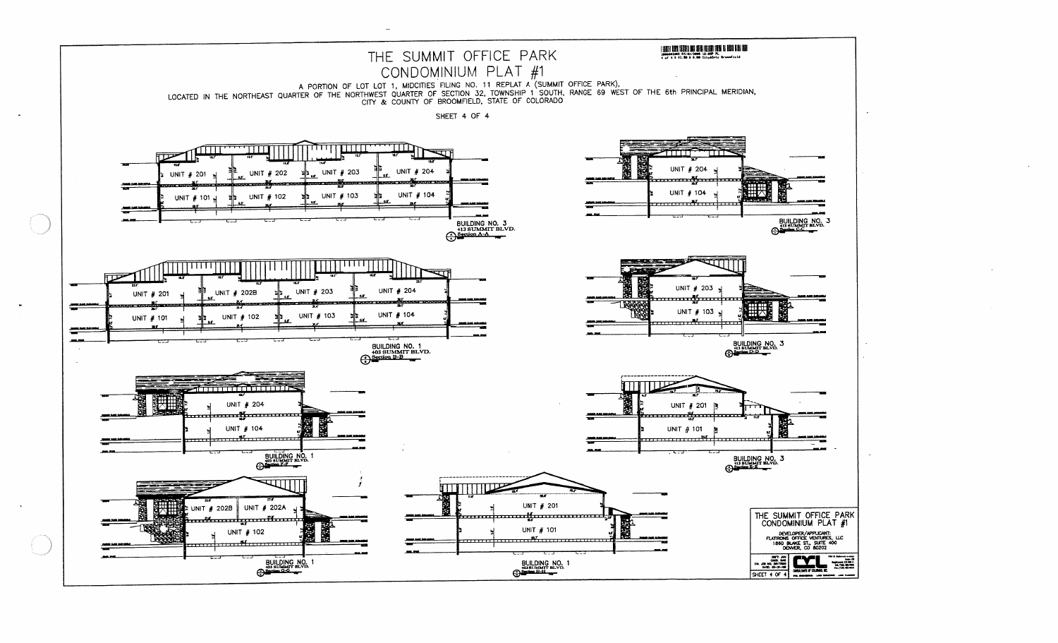# THE SUMMIT OFFICE PARK CONDOMINIUM PLAT #1

A PORTION OF LOT LOT 1, MIDCITIES FILING NO. 11 REPLAT A (SUMMIT OFFICE PARK), LOCATED IN THE NORTHEAST QUARTER OF THE NORTHWEST QUARTER OF SECTION 32, TOWNSHIP 1 SOUTH, RANGE 69 WEST OF THE 6th PRINCIPAL MERIDIAN, CITY & COUNTY OF BROOMFIELD, STATE OF COLORADO

SHEET 4 OF 4

UNIT # 201
UNIT # 202
UNIT # 203
UNIT # 204
UNIT # 101
UNIT # 102
UNIT # 103
UNIT # 104

BUILDING NO. 3
413 SUMMIT BLVD.
Section A-A

UNIT # 204
UNIT # 104

BUILDING NO. 3
413 SUMMIT BLVD.
Section C-C

UNIT # 201
UNIT # 202B
UNIT # 203
UNIT # 204
UNIT # 101
UNIT # 102
UNIT # 103
UNIT # 104

BUILDING NO. 1
403 SUMMIT BLVD.
Section B-B

UNIT # 203
UNIT # 103

BUILDING NO. 3
413 SUMMIT BLVD.
Section D-D

UNIT # 204
UNIT # 104

BUILDING NO. 1
403 SUMMIT BLVD.
Section F-F

UNIT # 201
UNIT # 101

BUILDING NO. 3
413 SUMMIT BLVD.
Section E-E

UNIT # 202B
UNIT # 202A
UNIT # 102

BUILDING NO. 1
403 SUMMIT BLVD.
Section G-G

UNIT # 201
UNIT # 101

BUILDING NO. 1
403 SUMMIT BLVD.
Section H-H

THE SUMMIT OFFICE PARK CONDOMINIUM PLAT #1

DEVELOPER/APPLICANT:
FLATIRONS OFFICE VENTURES, LLC
1880 BLAKE ST., SUITE 400
DENVER, CO 80202

CVL

SHEET 4 OF 4